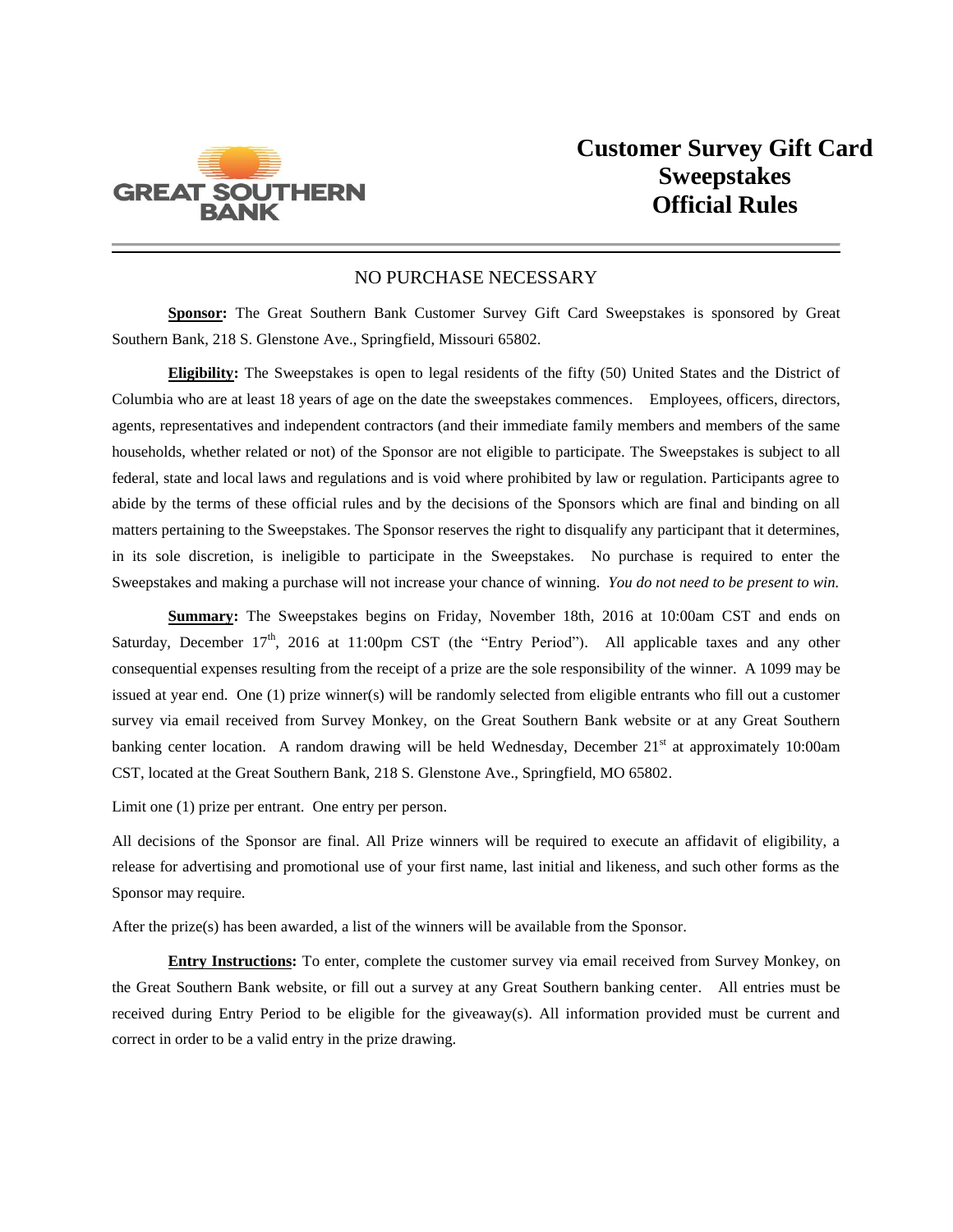GREAT SOUTHERN BANK

# Customer Survey Gift Card Sweepstakes Official Rules

NO PURCHASE NECESSARY

**Sponsor:** The Great Southern Bank Customer Survey Gift Card Sweepstakes is sponsored by Great Southern Bank, 218 S. Glenstone Ave., Springfield, Missouri 65802.

**Eligibility:** The Sweepstakes is open to legal residents of the fifty (50) United States and the District of Columbia who are at least 18 years of age on the date the sweepstakes commences. Employees, officers, directors, agents, representatives and independent contractors (and their immediate family members and members of the same households, whether related or not) of the Sponsor are not eligible to participate. The Sweepstakes is subject to all federal, state and local laws and regulations and is void where prohibited by law or regulation. Participants agree to abide by the terms of these official rules and by the decisions of the Sponsors which are final and binding on all matters pertaining to the Sweepstakes. The Sponsor reserves the right to disqualify any participant that it determines, in its sole discretion, is ineligible to participate in the Sweepstakes. No purchase is required to enter the Sweepstakes and making a purchase will not increase your chance of winning. *You do not need to be present to win.*

**Summary:** The Sweepstakes begins on Friday, November 18th, 2016 at 10:00am CST and ends on Saturday, December 17th, 2016 at 11:00pm CST (the "Entry Period"). All applicable taxes and any other consequential expenses resulting from the receipt of a prize are the sole responsibility of the winner. A 1099 may be issued at year end. One (1) prize winner(s) will be randomly selected from eligible entrants who fill out a customer survey via email received from Survey Monkey, on the Great Southern Bank website or at any Great Southern banking center location. A random drawing will be held Wednesday, December 21st at approximately 10:00am CST, located at the Great Southern Bank, 218 S. Glenstone Ave., Springfield, MO 65802.

Limit one (1) prize per entrant. One entry per person.

All decisions of the Sponsor are final. All Prize winners will be required to execute an affidavit of eligibility, a release for advertising and promotional use of your first name, last initial and likeness, and such other forms as the Sponsor may require.

After the prize(s) has been awarded, a list of the winners will be available from the Sponsor.

**Entry Instructions:** To enter, complete the customer survey via email received from Survey Monkey, on the Great Southern Bank website, or fill out a survey at any Great Southern banking center. All entries must be received during Entry Period to be eligible for the giveaway(s). All information provided must be current and correct in order to be a valid entry in the prize drawing.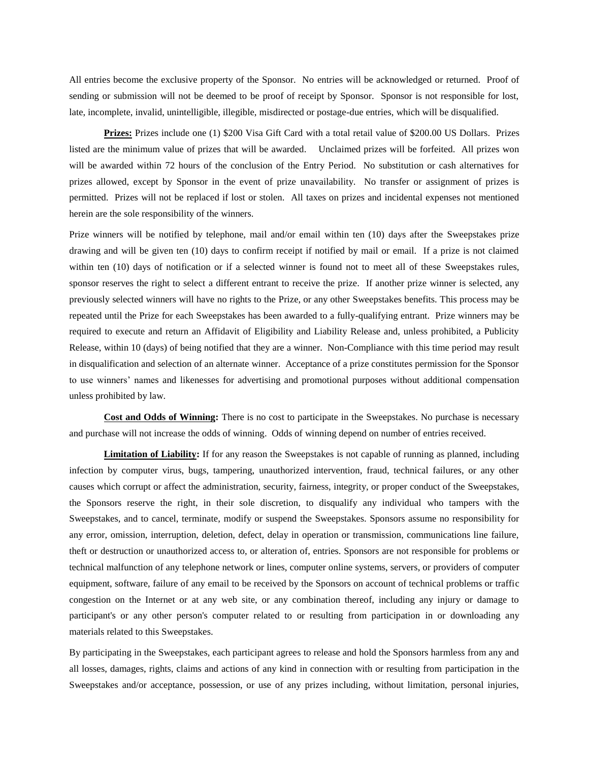All entries become the exclusive property of the Sponsor. No entries will be acknowledged or returned. Proof of sending or submission will not be deemed to be proof of receipt by Sponsor. Sponsor is not responsible for lost, late, incomplete, invalid, unintelligible, illegible, misdirected or postage-due entries, which will be disqualified.

**Prizes:** Prizes include one (1) $200 Visa Gift Card with a total retail value of $200.00 US Dollars. Prizes listed are the minimum value of prizes that will be awarded. Unclaimed prizes will be forfeited. All prizes won will be awarded within 72 hours of the conclusion of the Entry Period. No substitution or cash alternatives for prizes allowed, except by Sponsor in the event of prize unavailability. No transfer or assignment of prizes is permitted. Prizes will not be replaced if lost or stolen. All taxes on prizes and incidental expenses not mentioned herein are the sole responsibility of the winners.

Prize winners will be notified by telephone, mail and/or email within ten (10) days after the Sweepstakes prize drawing and will be given ten (10) days to confirm receipt if notified by mail or email. If a prize is not claimed within ten (10) days of notification or if a selected winner is found not to meet all of these Sweepstakes rules, sponsor reserves the right to select a different entrant to receive the prize. If another prize winner is selected, any previously selected winners will have no rights to the Prize, or any other Sweepstakes benefits. This process may be repeated until the Prize for each Sweepstakes has been awarded to a fully-qualifying entrant. Prize winners may be required to execute and return an Affidavit of Eligibility and Liability Release and, unless prohibited, a Publicity Release, within 10 (days) of being notified that they are a winner. Non-Compliance with this time period may result in disqualification and selection of an alternate winner. Acceptance of a prize constitutes permission for the Sponsor to use winners' names and likenesses for advertising and promotional purposes without additional compensation unless prohibited by law.

**Cost and Odds of Winning:** There is no cost to participate in the Sweepstakes. No purchase is necessary and purchase will not increase the odds of winning. Odds of winning depend on number of entries received.

**Limitation of Liability:** If for any reason the Sweepstakes is not capable of running as planned, including infection by computer virus, bugs, tampering, unauthorized intervention, fraud, technical failures, or any other causes which corrupt or affect the administration, security, fairness, integrity, or proper conduct of the Sweepstakes, the Sponsors reserve the right, in their sole discretion, to disqualify any individual who tampers with the Sweepstakes, and to cancel, terminate, modify or suspend the Sweepstakes. Sponsors assume no responsibility for any error, omission, interruption, deletion, defect, delay in operation or transmission, communications line failure, theft or destruction or unauthorized access to, or alteration of, entries. Sponsors are not responsible for problems or technical malfunction of any telephone network or lines, computer online systems, servers, or providers of computer equipment, software, failure of any email to be received by the Sponsors on account of technical problems or traffic congestion on the Internet or at any web site, or any combination thereof, including any injury or damage to participant's or any other person's computer related to or resulting from participation in or downloading any materials related to this Sweepstakes.

By participating in the Sweepstakes, each participant agrees to release and hold the Sponsors harmless from any and all losses, damages, rights, claims and actions of any kind in connection with or resulting from participation in the Sweepstakes and/or acceptance, possession, or use of any prizes including, without limitation, personal injuries,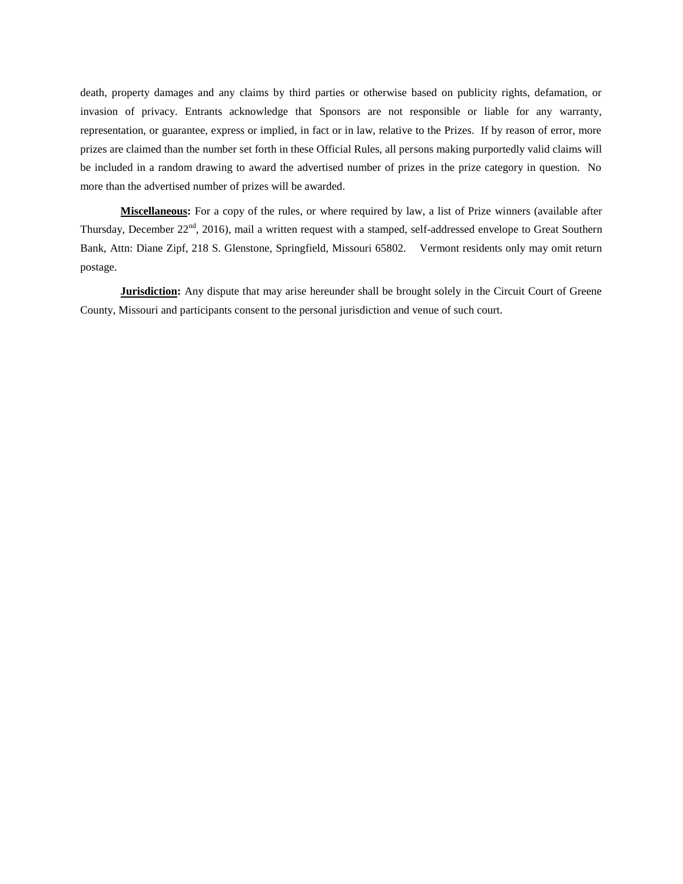death, property damages and any claims by third parties or otherwise based on publicity rights, defamation, or invasion of privacy. Entrants acknowledge that Sponsors are not responsible or liable for any warranty, representation, or guarantee, express or implied, in fact or in law, relative to the Prizes. If by reason of error, more prizes are claimed than the number set forth in these Official Rules, all persons making purportedly valid claims will be included in a random drawing to award the advertised number of prizes in the prize category in question. No more than the advertised number of prizes will be awarded.

**Miscellaneous:** For a copy of the rules, or where required by law, a list of Prize winners (available after Thursday, December 22nd, 2016), mail a written request with a stamped, self-addressed envelope to Great Southern Bank, Attn: Diane Zipf, 218 S. Glenstone, Springfield, Missouri 65802. Vermont residents only may omit return postage.

**Jurisdiction:** Any dispute that may arise hereunder shall be brought solely in the Circuit Court of Greene County, Missouri and participants consent to the personal jurisdiction and venue of such court.